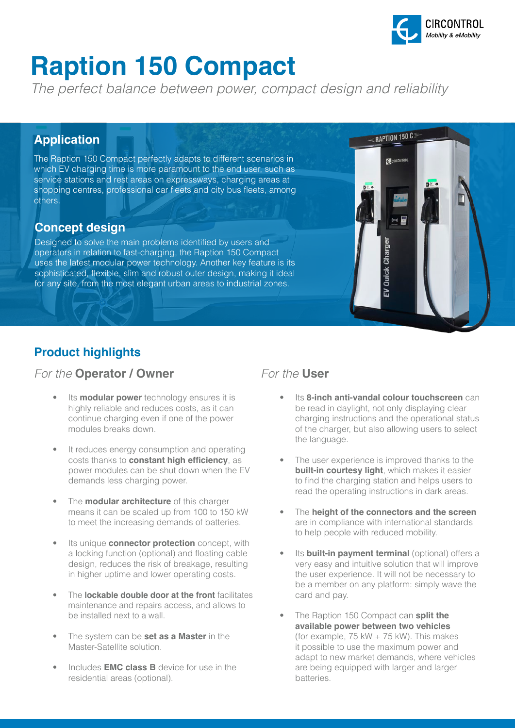# Raption 150 Compact

*The perfect balance between power, compact design and reliability*

## Application

The Raption 150 Compact perfectly adapts to different scenarios in which EV charging time is more paramount to the end user, such as service stations and rest areas on expressways, charging areas at shopping centres, professional car fleets and city bus fleets, among others.

## Concept design

Designed to solve the main problems identified by users and operators in relation to fast-charging, the Raption 150 Compact uses the latest modular power technology. Another key feature is its sophisticated, flexible, slim and robust outer design, making it ideal for any site, from the most elegant urban areas to industrial zones.

## Product highlights

### *For the* **Operator / Owner**

- Its **modular power** technology ensures it is highly reliable and reduces costs, as it can continue charging even if one of the power modules breaks down.
- It reduces energy consumption and operating costs thanks to **constant high efficiency**, as power modules can be shut down when the EV demands less charging power.
- The **modular architecture** of this charger means it can be scaled up from 100 to 150 kW to meet the increasing demands of batteries.
- Its unique **connector protection** concept, with a locking function (optional) and floating cable design, reduces the risk of breakage, resulting in higher uptime and lower operating costs.
- The **lockable double door at the front** facilitates maintenance and repairs access, and allows to be installed next to a wall.
- The system can be **set as a Master** in the Master-Satellite solution.
- Includes **EMC class B** device for use in the residential areas (optional).

### *For the* **User**

- Its **8-inch anti-vandal colour touchscreen** can be read in daylight, not only displaying clear charging instructions and the operational status of the charger, but also allowing users to select the language.
- The user experience is improved thanks to the **built-in courtesy light**, which makes it easier to find the charging station and helps users to read the operating instructions in dark areas.
- The **height of the connectors and the screen** are in compliance with international standards to help people with reduced mobility.
- Its **built-in payment terminal** (optional) offers a very easy and intuitive solution that will improve the user experience. It will not be necessary to be a member on any platform: simply wave the card and pay.
- The Raption 150 Compact can **split the available power between two vehicles** (for example, 75 kW + 75 kW). This makes it possible to use the maximum power and adapt to new market demands, where vehicles are being equipped with larger and larger batteries.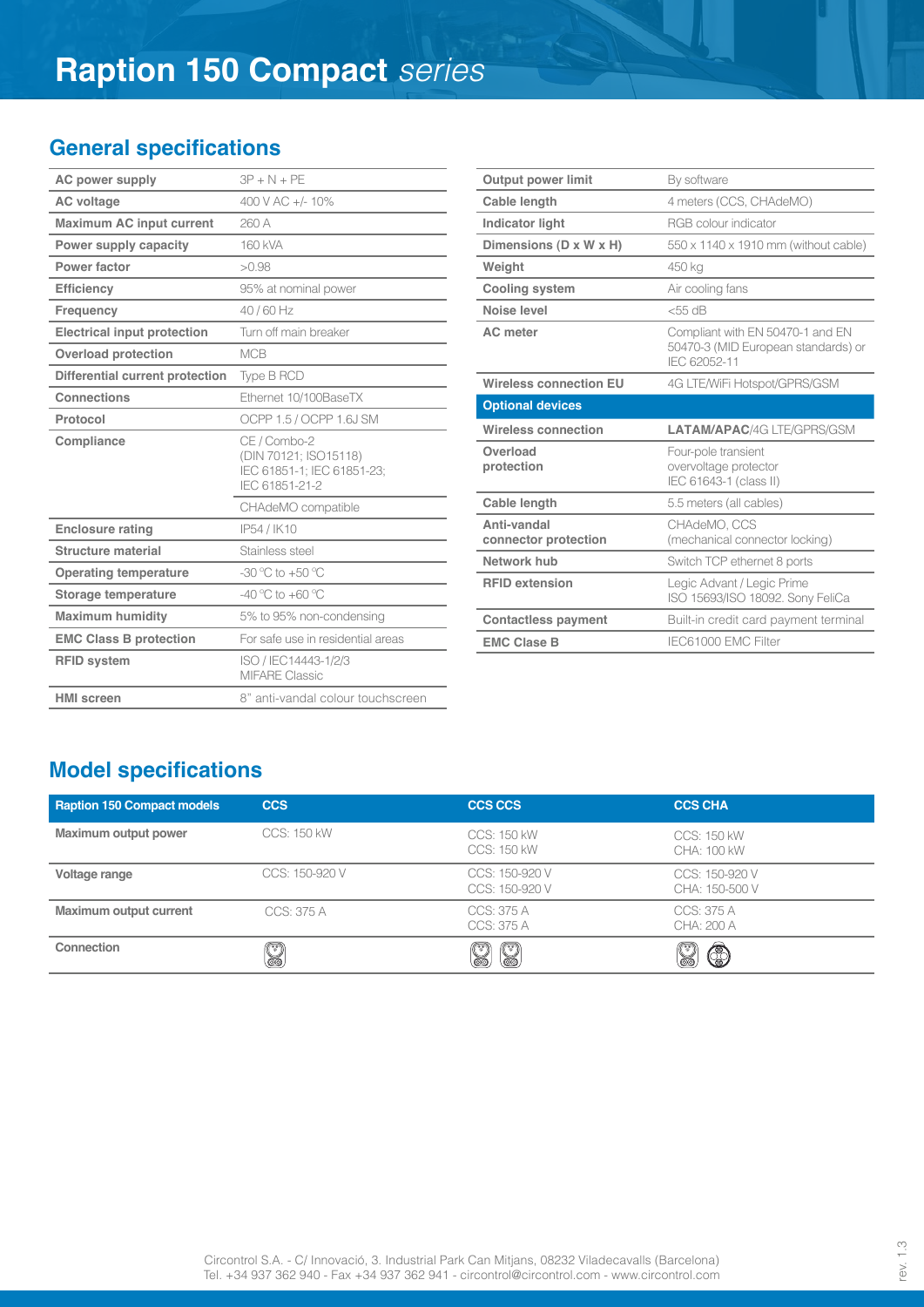# Raption 150 Compact *series*

## General specifications

| | |
|---|---|
| **AC power supply** | 3P + N + PE |
| **AC voltage** | 400 V AC +/- 10% |
| **Maximum AC input current** | 260 A |
| **Power supply capacity** | 160 kVA |
| **Power factor** | >0.98 |
| **Efficiency** | 95% at nominal power |
| **Frequency** | 40 / 60 Hz |
| **Electrical input protection** | Turn off main breaker |
| **Overload protection** | MCB |
| **Differential current protection** | Type B RCD |
| **Connections** | Ethernet 10/100BaseTX |
| **Protocol** | OCPP 1.5 / OCPP 1.6J SM |
| **Compliance** | CE / Combo-2 (DIN 70121; ISO15118) IEC 61851-1; IEC 61851-23; IEC 61851-21-2 |
| | CHAdeMO compatible |
| **Enclosure rating** | IP54 / IK10 |
| **Structure material** | Stainless steel |
| **Operating temperature** | -30 ºC to +50 ºC |
| **Storage temperature** | -40 ºC to +60 ºC |
| **Maximum humidity** | 5% to 95% non-condensing |
| **EMC Class B protection** | For safe use in residential areas |
| **RFID system** | ISO / IEC14443-1/2/3 MIFARE Classic |
| **HMI screen** | 8" anti-vandal colour touchscreen |

| | |
|---|---|
| **Output power limit** | By software |
| **Cable length** | 4 meters (CCS, CHAdeMO) |
| **Indicator light** | RGB colour indicator |
| **Dimensions (D x W x H)** | 550 x 1140 x 1910 mm (without cable) |
| **Weight** | 450 kg |
| **Cooling system** | Air cooling fans |
| **Noise level** | <55 dB |
| **AC meter** | Compliant with EN 50470-1 and EN 50470-3 (MID European standards) or IEC 62052-11 |
| **Wireless connection EU** | 4G LTE/WiFi Hotspot/GPRS/GSM |
| **Optional devices** | |
| **Wireless connection** | **LATAM/APAC**/4G LTE/GPRS/GSM |
| **Overload protection** | Four-pole transient overvoltage protector IEC 61643-1 (class II) |
| **Cable length** | 5.5 meters (all cables) |
| **Anti-vandal connector protection** | CHAdeMO, CCS (mechanical connector locking) |
| **Network hub** | Switch TCP ethernet 8 ports |
| **RFID extension** | Legic Advant / Legic Prime ISO 15693/ISO 18092. Sony FeliCa |
| **Contactless payment** | Built-in credit card payment terminal |
| **EMC Clase B** | IEC61000 EMC Filter |

## Model specifications

| Raption 150 Compact models | CCS | CCS CCS | CCS CHA |
|---|---|---|---|
| **Maximum output power** | CCS: 150 kW | CCS: 150 kW<br>CCS: 150 kW | CCS: 150 kW<br>CHA: 100 kW |
| **Voltage range** | CCS: 150-920 V | CCS: 150-920 V<br>CCS: 150-920 V | CCS: 150-920 V<br>CHA: 150-500 V |
| **Maximum output current** | CCS: 375 A | CCS: 375 A<br>CCS: 375 A | CCS: 375 A<br>CHA: 200 A |
| **Connection** | | | |

Circontrol S.A. - C/ Innovació, 3. Industrial Park Can Mitjans, 08232 Viladecavalls (Barcelona)
Tel. +34 937 362 940 - Fax +34 937 362 941 - circontrol@circontrol.com - www.circontrol.com

rev. 1.3